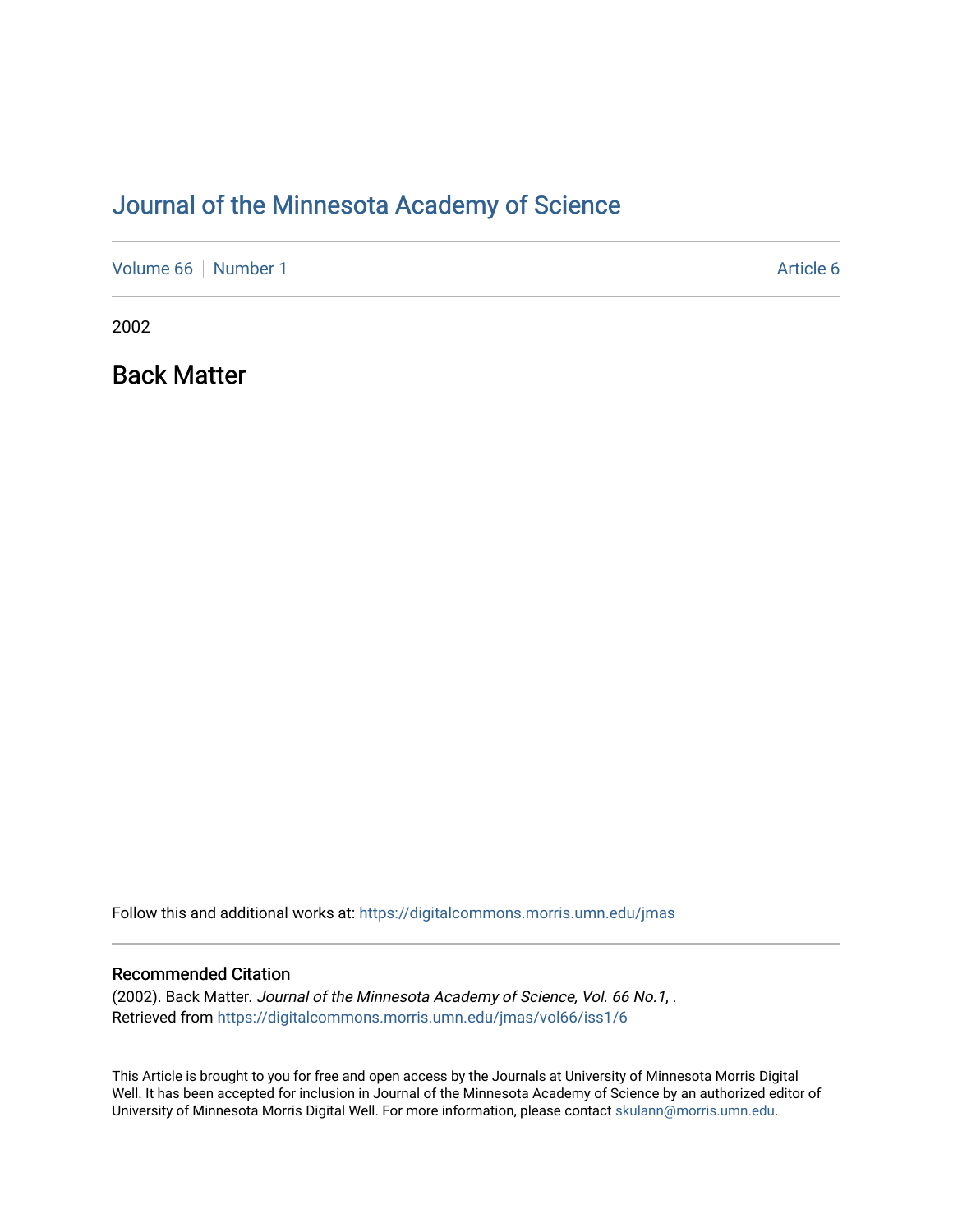# Journal of the Minnesota Academy of Science

Volume 66 | Number 1 Article 6

2002

## Back Matter

Follow this and additional works at: https://digitalcommons.morris.umn.edu/jmas

### Recommended Citation

(2002). Back Matter. *Journal of the Minnesota Academy of Science, Vol. 66 No.1*, .
Retrieved from https://digitalcommons.morris.umn.edu/jmas/vol66/iss1/6

This Article is brought to you for free and open access by the Journals at University of Minnesota Morris Digital Well. It has been accepted for inclusion in Journal of the Minnesota Academy of Science by an authorized editor of University of Minnesota Morris Digital Well. For more information, please contact skulann@morris.umn.edu.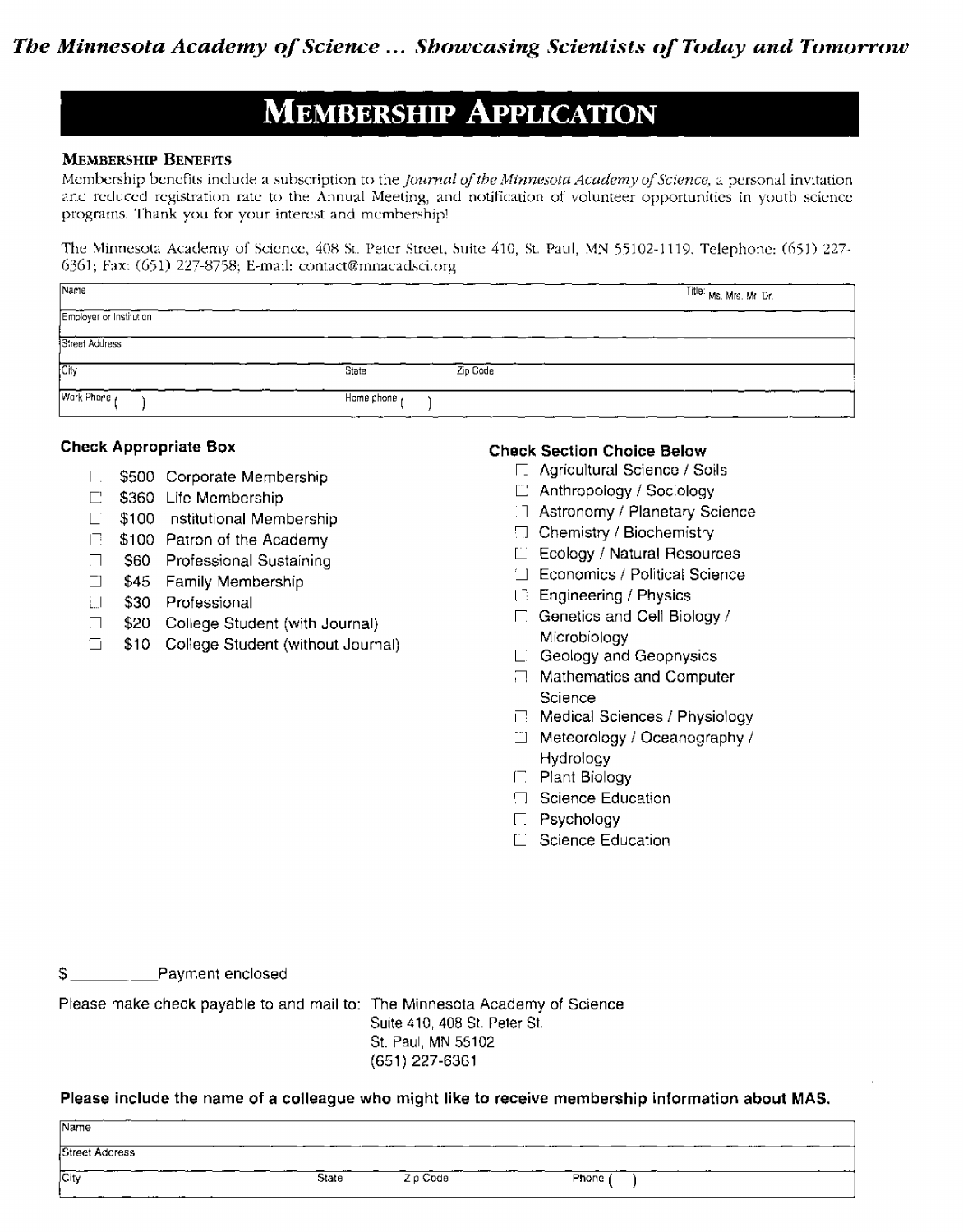*The Minnesota Academy of Science ... Showcasing Scientists of Today and Tomorrow*

# MEMBERSHIP APPLICATION

**MEMBERSHIP BENEFITS**

Membership benefits include a subscription to the *Journal of the Minnesota Academy of Science,* a personal invitation and reduced registration rate to the Annual Meeting, and notification of volunteer opportunities in youth science programs. Thank you for your interest and membership!

The Minnesota Academy of Science, 408 St. Peter Street, Suite 410, St. Paul, MN 55102-1119. Telephone: (651) 227-6361; Fax: (651) 227-8758; E-mail: contact@mnacadsci.org

| Name | | Title: Ms. Mrs. Mr. Dr. |
|---|---|---|
| Employer or Institution | | |
| Street Address | | |
| City | State | Zip Code |
| Work Phone ( ) | Home phone ( ) | |

**Check Appropriate Box**

- ☐ $500 Corporate Membership
- ☐ $360 Life Membership
- ☐ $100 Institutional Membership
- ☐ $100 Patron of the Academy
- ☐ $60 Professional Sustaining
- ☐ $45 Family Membership
- ☐ $30 Professional
- ☐ $20 College Student (with Journal)
- ☐ $10 College Student (without Journal)

**Check Section Choice Below**

- ☐ Agricultural Science / Soils
- ☐ Anthropology / Sociology
- ☐ Astronomy / Planetary Science
- ☐ Chemistry / Biochemistry
- ☐ Ecology / Natural Resources
- ☐ Economics / Political Science
- ☐ Engineering / Physics
- ☐ Genetics and Cell Biology / Microbiology
- ☐ Geology and Geophysics
- ☐ Mathematics and Computer Science
- ☐ Medical Sciences / Physiology
- ☐ Meteorology / Oceanography / Hydrology
- ☐ Plant Biology
- ☐ Science Education
- ☐ Psychology
- ☐ Science Education

$ __________ Payment enclosed

Please make check payable to and mail to: The Minnesota Academy of Science
Suite 410, 408 St. Peter St.
St. Paul, MN 55102
(651) 227-6361

**Please include the name of a colleague who might like to receive membership information about MAS.**

| Name | | | |
|---|---|---|---|
| Street Address | | | |
| City | State | Zip Code | Phone ( ) |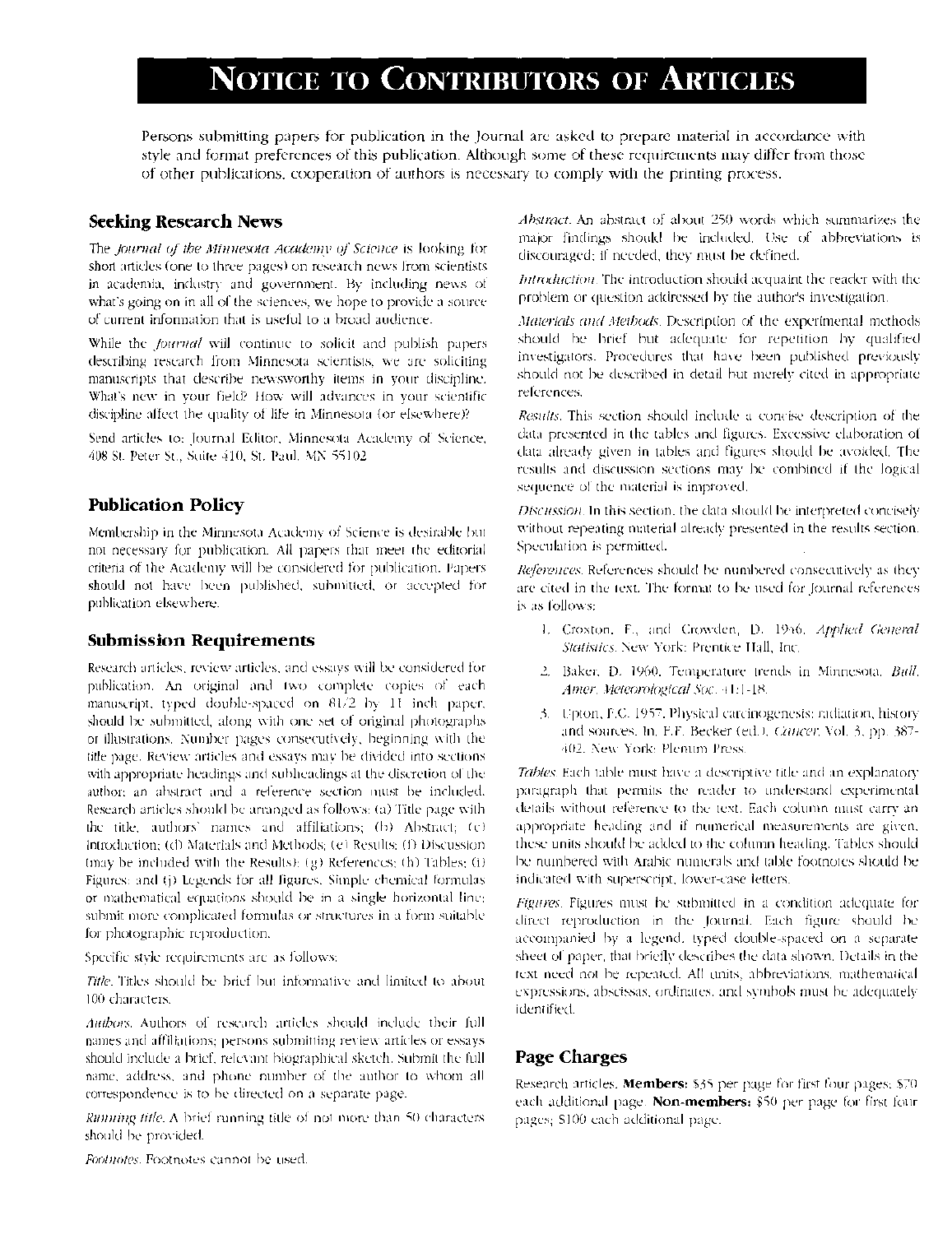# Notice to Contributors of Articles

Persons submitting papers for publication in the Journal are asked to prepare material in accordance with style and format preferences of this publication. Although some of these requirements may differ from those of other publications, cooperation of authors is necessary to comply with the printing process.

## Seeking Research News

The *Journal of the Minnesota Academy of Science* is looking for short articles (one to three pages) on research news from scientists in academia, industry and government. By including news of what's going on in all of the sciences, we hope to provide a source of current information that is useful to a broad audience.

While the *Journal* will continue to solicit and publish papers describing research from Minnesota scientists, we are soliciting manuscripts that describe newsworthy items in your discipline. What's new in your field? How will advances in your scientific discipline affect the quality of life in Minnesota (or elsewhere)?

Send articles to: Journal Editor, Minnesota Academy of Science, 408 St. Peter St., Suite 410, St. Paul, MN 55102

## Publication Policy

Membership in the Minnesota Academy of Science is desirable but not necessary for publication. All papers that meet the editorial criteria of the Academy will be considered for publication. Papers should not have been published, submitted, or accepted for publication elsewhere.

## Submission Requirements

Research articles, review articles, and essays will be considered for publication. An original and two complete copies of each manuscript, typed double-spaced on 8 1/2 by 11 inch paper, should be submitted, along with one set of original photographs or illustrations. Number pages consecutively, beginning with the title page. Review articles and essays may be divided into sections with appropriate headings and subheadings at the discretion of the author; an abstract and a reference section must be included. Research articles should be arranged as follows: (a) Title page with the title, authors' names and affiliations; (b) Abstract; (c) Introduction; (d) Materials and Methods; (e) Results; (f) Discussion (may be included with the Results); (g) References; (h) Tables; (i) Figures; and (j) Legends for all figures. Simple chemical formulas or mathematical equations should be in a single horizontal line; submit more complicated formulas or structures in a form suitable for photographic reproduction.

Specific style requirements are as follows:

*Title.* Titles should be brief but informative and limited to about 100 characters.

*Authors.* Authors of research articles should include their full names and affiliations; persons submitting review articles or essays should include a brief, relevant biographical sketch. Submit the full name, address, and phone number of the author to whom all correspondence is to be directed on a separate page.

*Running title.* A brief running title of not more than 50 characters should be provided.

*Footnotes.* Footnotes cannot be used.

*Abstract.* An abstract of about 250 words which summarizes the major findings should be included. Use of abbreviations is discouraged; if needed, they must be defined.

*Introduction.* The introduction should acquaint the reader with the problem or question addressed by the author's investigation.

*Materials and Methods.* Description of the experimental methods should be brief but adequate for repetition by qualified investigators. Procedures that have been published previously should not be described in detail but merely cited in appropriate references.

*Results.* This section should include a concise description of the data presented in the tables and figures. Excessive elaboration of data already given in tables and figures should be avoided. The results and discussion sections may be combined if the logical sequence of the material is improved.

*Discussion.* In this section, the data should be interpreted concisely without repeating material already presented in the results section. Speculation is permitted.

*References.* References should be numbered consecutively as they are cited in the text. The format to be used for Journal references is as follows:

1. Croxton, F., and Crowden, D. 1946. *Applied General Statistics.* New York: Prentice Hall, Inc.
2. Baker, D. 1960. Temperature trends in Minnesota. *Bull. Amer. Meteorological Soc.* 41:1-18.
3. Upton, F.C. 1957. Physical carcinogenesis: radiation, history and sources. In, F.F. Becker (ed.). *Cancer*, Vol. 3, pp. 387-402. New York: Plenum Press.

*Tables.* Each table must have a descriptive title and an explanatory paragraph that permits the reader to understand experimental details without reference to the text. Each column must carry an appropriate heading and if numerical measurements are given, these units should be added to the column heading. Tables should be numbered with Arabic numerals and table footnotes should be indicated with superscript, lower-case letters.

*Figures.* Figures must be submitted in a condition adequate for direct reproduction in the Journal. Each figure should be accompanied by a legend, typed double-spaced on a separate sheet of paper, that briefly describes the data shown. Details in the text need not be repeated. All units, abbreviations, mathematical expressions, abscissas, ordinates, and symbols must be adequately identified.

## Page Charges

Research articles. **Members:** $35 per page for first four pages; $70 each additional page. **Non-members:** $50 per page for first four pages; $100 each additional page.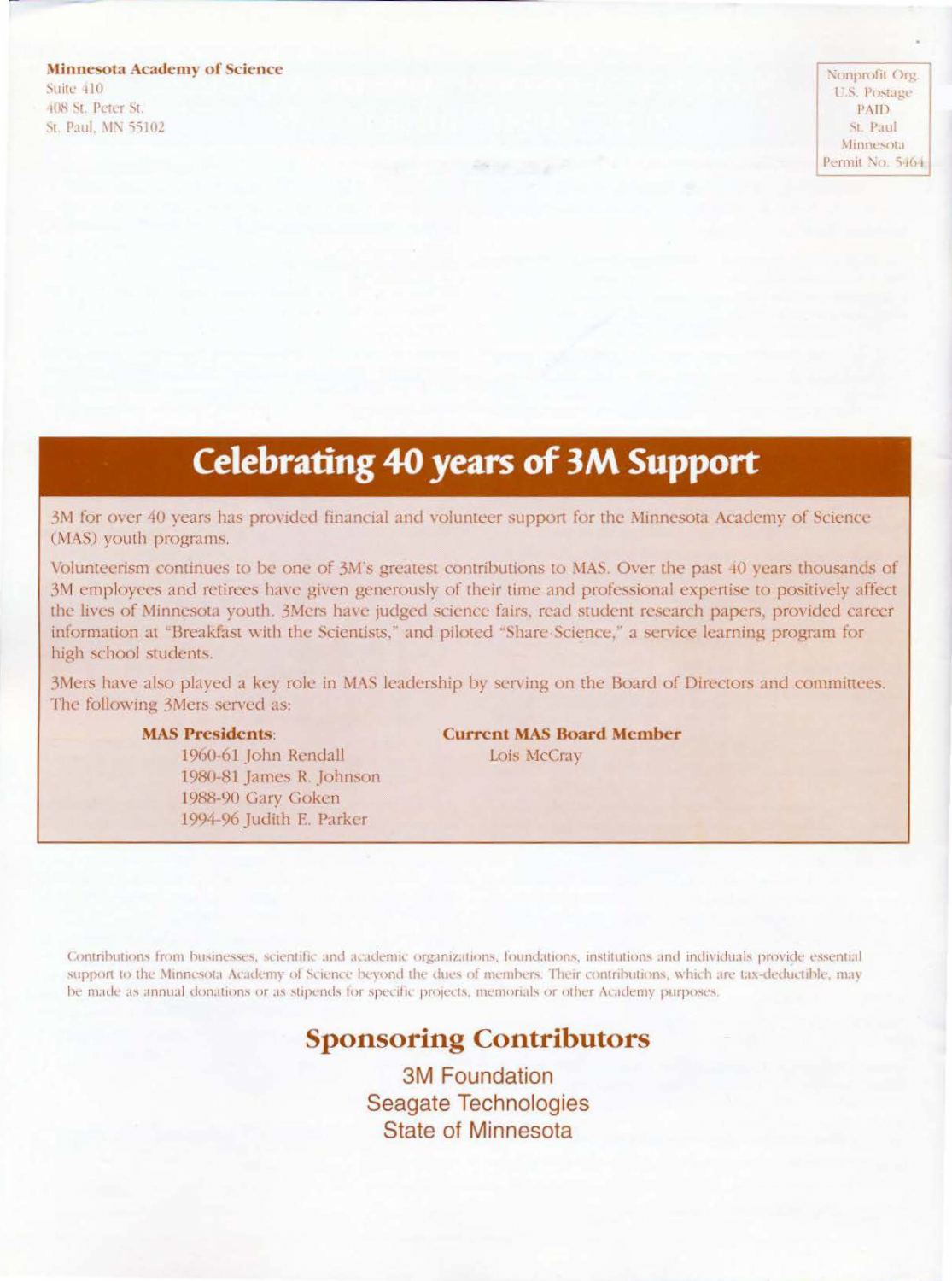**Minnesota Academy of Science**
Suite 410
408 St. Peter St.
St. Paul, MN 55102

Nonprofit Org.
U.S. Postage
PAID
St. Paul
Minnesota
Permit No. 5464

## Celebrating 40 years of 3M Support

3M for over 40 years has provided financial and volunteer support for the Minnesota Academy of Science (MAS) youth programs.

Volunteerism continues to be one of 3M's greatest contributions to MAS. Over the past 40 years thousands of 3M employees and retirees have given generously of their time and professional expertise to positively affect the lives of Minnesota youth. 3Mers have judged science fairs, read student research papers, provided career information at "Breakfast with the Scientists," and piloted "Share Science," a service learning program for high school students.

3Mers have also played a key role in MAS leadership by serving on the Board of Directors and committees. The following 3Mers served as:

**MAS Presidents**:
1960-61 John Rendall
1980-81 James R. Johnson
1988-90 Gary Goken
1994-96 Judith E. Parker

**Current MAS Board Member**
Lois McCray

Contributions from businesses, scientific and academic organizations, foundations, institutions and individuals provide essential support to the Minnesota Academy of Science beyond the dues of members. Their contributions, which are tax-deductible, may be made as annual donations or as stipends for specific projects, memorials or other Academy purposes.

## Sponsoring Contributors

3M Foundation
Seagate Technologies
State of Minnesota